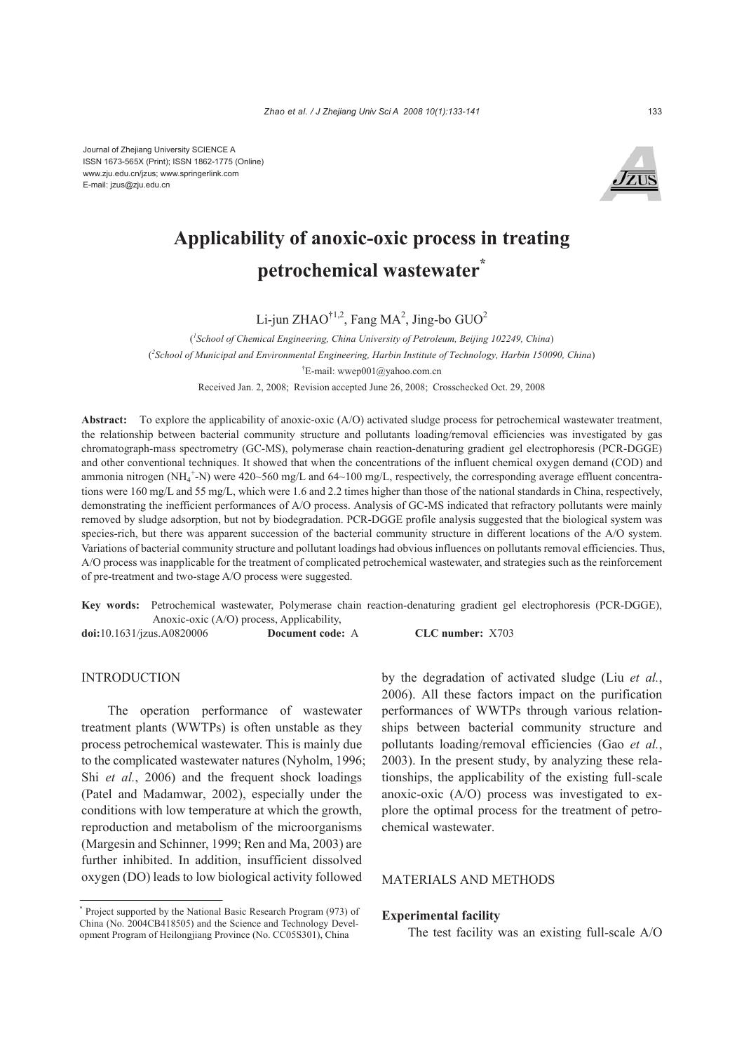Journal of Zhejiang University SCIENCE A
ISSN 1673-565X (Print); ISSN 1862-1775 (Online)
www.zju.edu.cn/jzus; www.springerlink.com
E-mail: jzus@zju.edu.cn

# Applicability of anoxic-oxic process in treating petrochemical wastewater*

Li-jun ZHAO[†1,2], Fang MA[2], Jing-bo GUO[2]

([1]*School of Chemical Engineering, China University of Petroleum, Beijing 102249, China*)

([2]*School of Municipal and Environmental Engineering, Harbin Institute of Technology, Harbin 150090, China*)

[†]E-mail: wwep001@yahoo.com.cn

Received Jan. 2, 2008; Revision accepted June 26, 2008; Crosschecked Oct. 29, 2008

**Abstract:** To explore the applicability of anoxic-oxic (A/O) activated sludge process for petrochemical wastewater treatment, the relationship between bacterial community structure and pollutants loading/removal efficiencies was investigated by gas chromatograph-mass spectrometry (GC-MS), polymerase chain reaction-denaturing gradient gel electrophoresis (PCR-DGGE) and other conventional techniques. It showed that when the concentrations of the influent chemical oxygen demand (COD) and ammonia nitrogen ($NH_4^+$-N) were 420~560 mg/L and 64~100 mg/L, respectively, the corresponding average effluent concentrations were 160 mg/L and 55 mg/L, which were 1.6 and 2.2 times higher than those of the national standards in China, respectively, demonstrating the inefficient performances of A/O process. Analysis of GC-MS indicated that refractory pollutants were mainly removed by sludge adsorption, but not by biodegradation. PCR-DGGE profile analysis suggested that the biological system was species-rich, but there was apparent succession of the bacterial community structure in different locations of the A/O system. Variations of bacterial community structure and pollutant loadings had obvious influences on pollutants removal efficiencies. Thus, A/O process was inapplicable for the treatment of complicated petrochemical wastewater, and strategies such as the reinforcement of pre-treatment and two-stage A/O process were suggested.

**Key words:** Petrochemical wastewater, Polymerase chain reaction-denaturing gradient gel electrophoresis (PCR-DGGE), Anoxic-oxic (A/O) process, Applicability,

**doi:**10.1631/jzus.A0820006 **Document code:** A **CLC number:** X703

## INTRODUCTION

The operation performance of wastewater treatment plants (WWTPs) is often unstable as they process petrochemical wastewater. This is mainly due to the complicated wastewater natures (Nyholm, 1996; Shi *et al.*, 2006) and the frequent shock loadings (Patel and Madamwar, 2002), especially under the conditions with low temperature at which the growth, reproduction and metabolism of the microorganisms (Margesin and Schinner, 1999; Ren and Ma, 2003) are further inhibited. In addition, insufficient dissolved oxygen (DO) leads to low biological activity followed by the degradation of activated sludge (Liu *et al.*, 2006). All these factors impact on the purification performances of WWTPs through various relationships between bacterial community structure and pollutants loading/removal efficiencies (Gao *et al.*, 2003). In the present study, by analyzing these relationships, the applicability of the existing full-scale anoxic-oxic (A/O) process was investigated to explore the optimal process for the treatment of petrochemical wastewater.

## MATERIALS AND METHODS

### Experimental facility

The test facility was an existing full-scale A/O

* Project supported by the National Basic Research Program (973) of China (No. 2004CB418505) and the Science and Technology Development Program of Heilongjiang Province (No. CC05S301), China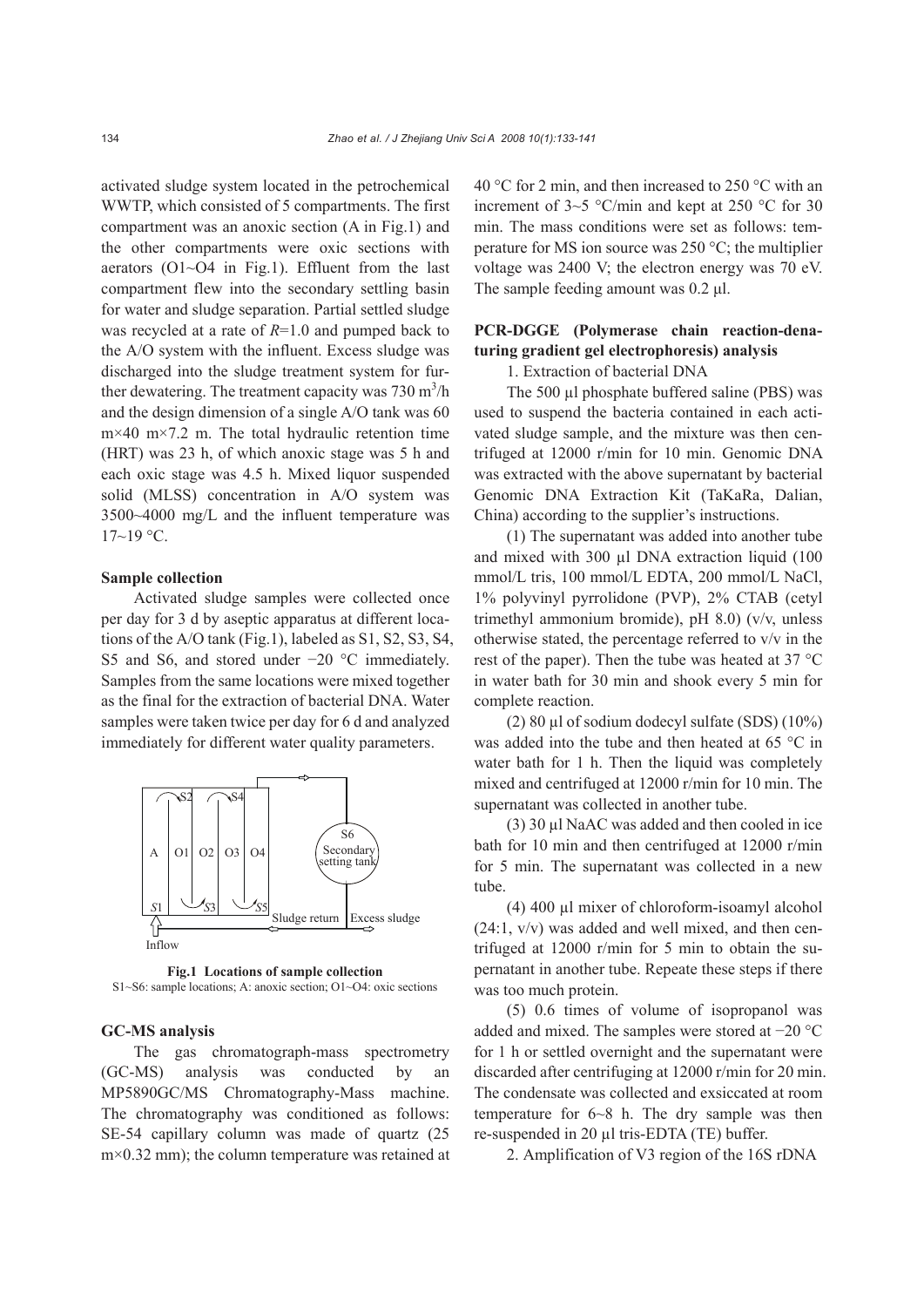activated sludge system located in the petrochemical WWTP, which consisted of 5 compartments. The first compartment was an anoxic section (A in Fig.1) and the other compartments were oxic sections with aerators (O1~O4 in Fig.1). Effluent from the last compartment flew into the secondary settling basin for water and sludge separation. Partial settled sludge was recycled at a rate of *R*=1.0 and pumped back to the A/O system with the influent. Excess sludge was discharged into the sludge treatment system for further dewatering. The treatment capacity was 730 $m^3$/h and the design dimension of a single A/O tank was 60 m×40 m×7.2 m. The total hydraulic retention time (HRT) was 23 h, of which anoxic stage was 5 h and each oxic stage was 4.5 h. Mixed liquor suspended solid (MLSS) concentration in A/O system was 3500~4000 mg/L and the influent temperature was 17~19 °C.

### Sample collection

Activated sludge samples were collected once per day for 3 d by aseptic apparatus at different locations of the A/O tank (Fig.1), labeled as S1, S2, S3, S4, S5 and S6, and stored under −20 °C immediately. Samples from the same locations were mixed together as the final for the extraction of bacterial DNA. Water samples were taken twice per day for 6 d and analyzed immediately for different water quality parameters.

**Fig.1 Locations of sample collection**
S1~S6: sample locations; A: anoxic section; O1~O4: oxic sections

### GC-MS analysis

The gas chromatograph-mass spectrometry (GC-MS) analysis was conducted by an MP5890GC/MS Chromatography-Mass machine. The chromatography was conditioned as follows: SE-54 capillary column was made of quartz (25 m×0.32 mm); the column temperature was retained at 40 °C for 2 min, and then increased to 250 °C with an increment of 3~5 °C/min and kept at 250 °C for 30 min. The mass conditions were set as follows: temperature for MS ion source was 250 °C; the multiplier voltage was 2400 V; the electron energy was 70 eV. The sample feeding amount was 0.2 µl.

### PCR-DGGE (Polymerase chain reaction-denaturing gradient gel electrophoresis) analysis

1. Extraction of bacterial DNA

The 500 µl phosphate buffered saline (PBS) was used to suspend the bacteria contained in each activated sludge sample, and the mixture was then centrifuged at 12000 r/min for 10 min. Genomic DNA was extracted with the above supernatant by bacterial Genomic DNA Extraction Kit (TaKaRa, Dalian, China) according to the supplier's instructions.

(1) The supernatant was added into another tube and mixed with 300 µl DNA extraction liquid (100 mmol/L tris, 100 mmol/L EDTA, 200 mmol/L NaCl, 1% polyvinyl pyrrolidone (PVP), 2% CTAB (cetyl trimethyl ammonium bromide), pH 8.0) (v/v, unless otherwise stated, the percentage referred to v/v in the rest of the paper). Then the tube was heated at 37 °C in water bath for 30 min and shook every 5 min for complete reaction.

(2) 80 µl of sodium dodecyl sulfate (SDS) (10%) was added into the tube and then heated at 65 °C in water bath for 1 h. Then the liquid was completely mixed and centrifuged at 12000 r/min for 10 min. The supernatant was collected in another tube.

(3) 30 µl NaAC was added and then cooled in ice bath for 10 min and then centrifuged at 12000 r/min for 5 min. The supernatant was collected in a new tube.

(4) 400 µl mixer of chloroform-isoamyl alcohol (24:1, v/v) was added and well mixed, and then centrifuged at 12000 r/min for 5 min to obtain the supernatant in another tube. Repeate these steps if there was too much protein.

(5) 0.6 times of volume of isopropanol was added and mixed. The samples were stored at −20 °C for 1 h or settled overnight and the supernatant were discarded after centrifuging at 12000 r/min for 20 min. The condensate was collected and exsiccated at room temperature for 6~8 h. The dry sample was then re-suspended in 20 µl tris-EDTA (TE) buffer.

2. Amplification of V3 region of the 16S rDNA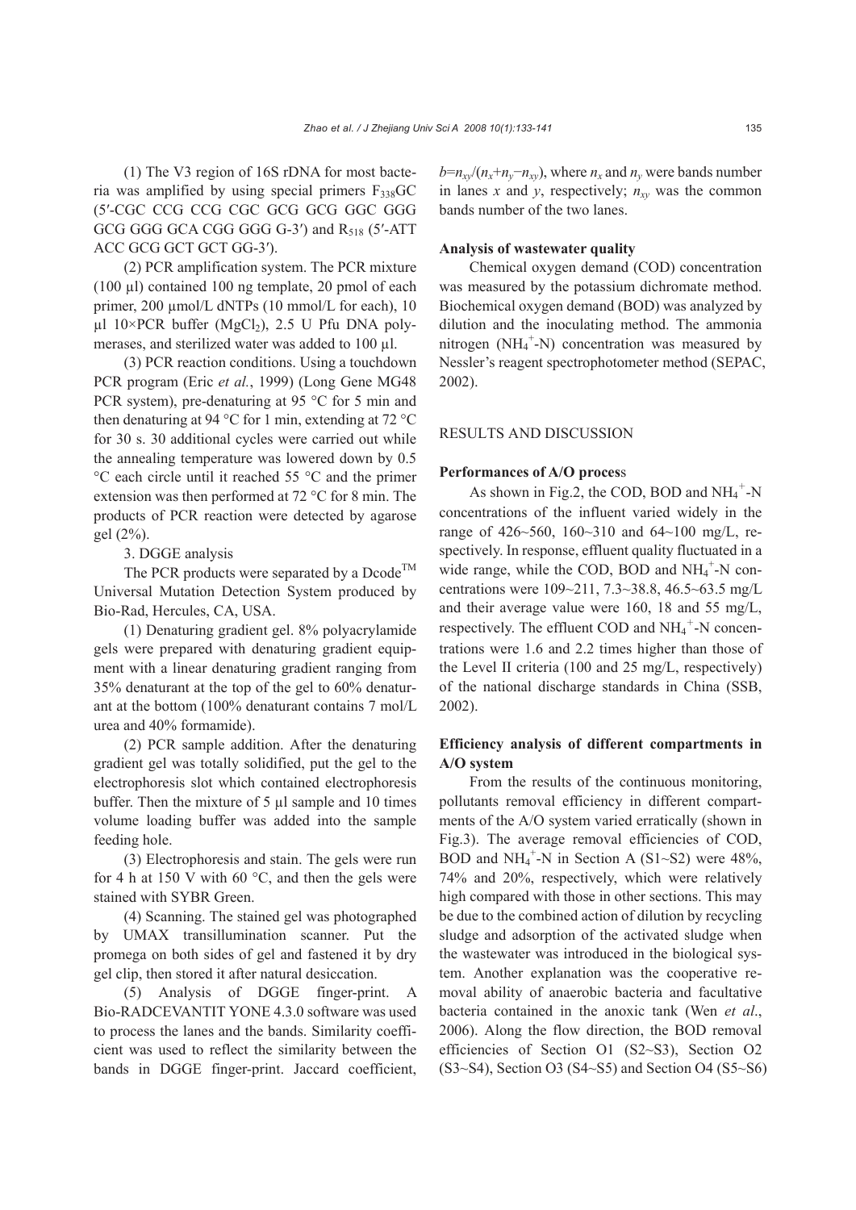(1) The V3 region of 16S rDNA for most bacteria was amplified by using special primers $F_{338}$GC (5′-CGC CCG CCG CGC GCG GCG GGC GGG GCG GGG GCA CGG GGG G-3′) and $R_{518}$ (5′-ATT ACC GCG GCT GCT GG-3′).

(2) PCR amplification system. The PCR mixture (100 μl) contained 100 ng template, 20 pmol of each primer, 200 μmol/L dNTPs (10 mmol/L for each), 10 μl 10×PCR buffer ($MgCl_2$), 2.5 U Pfu DNA polymerases, and sterilized water was added to 100 μl.

(3) PCR reaction conditions. Using a touchdown PCR program (Eric *et al.*, 1999) (Long Gene MG48 PCR system), pre-denaturing at 95 °C for 5 min and then denaturing at 94 °C for 1 min, extending at 72 °C for 30 s. 30 additional cycles were carried out while the annealing temperature was lowered down by 0.5 °C each circle until it reached 55 °C and the primer extension was then performed at 72 °C for 8 min. The products of PCR reaction were detected by agarose gel (2%).

3. DGGE analysis

The PCR products were separated by a Dcode™ Universal Mutation Detection System produced by Bio-Rad, Hercules, CA, USA.

(1) Denaturing gradient gel. 8% polyacrylamide gels were prepared with denaturing gradient equipment with a linear denaturing gradient ranging from 35% denaturant at the top of the gel to 60% denaturant at the bottom (100% denaturant contains 7 mol/L urea and 40% formamide).

(2) PCR sample addition. After the denaturing gradient gel was totally solidified, put the gel to the electrophoresis slot which contained electrophoresis buffer. Then the mixture of 5 μl sample and 10 times volume loading buffer was added into the sample feeding hole.

(3) Electrophoresis and stain. The gels were run for 4 h at 150 V with 60 °C, and then the gels were stained with SYBR Green.

(4) Scanning. The stained gel was photographed by UMAX transillumination scanner. Put the promega on both sides of gel and fastened it by dry gel clip, then stored it after natural desiccation.

(5) Analysis of DGGE finger-print. A Bio-RADCEVANTIT YONE 4.3.0 software was used to process the lanes and the bands. Similarity coefficient was used to reflect the similarity between the bands in DGGE finger-print. Jaccard coefficient, $b=n_{xy}/(n_x+n_y-n_{xy})$, where $n_x$ and $n_y$ were bands number in lanes $x$ and $y$, respectively; $n_{xy}$ was the common bands number of the two lanes.

**Analysis of wastewater quality**

Chemical oxygen demand (COD) concentration was measured by the potassium dichromate method. Biochemical oxygen demand (BOD) was analyzed by dilution and the inoculating method. The ammonia nitrogen ($NH_4^+$-N) concentration was measured by Nessler's reagent spectrophotometer method (SEPAC, 2002).

## RESULTS AND DISCUSSION

**Performances of A/O process**

As shown in Fig.2, the COD, BOD and $NH_4^+$-N concentrations of the influent varied widely in the range of 426~560, 160~310 and 64~100 mg/L, respectively. In response, effluent quality fluctuated in a wide range, while the COD, BOD and $NH_4^+$-N concentrations were 109~211, 7.3~38.8, 46.5~63.5 mg/L and their average value were 160, 18 and 55 mg/L, respectively. The effluent COD and $NH_4^+$-N concentrations were 1.6 and 2.2 times higher than those of the Level II criteria (100 and 25 mg/L, respectively) of the national discharge standards in China (SSB, 2002).

**Efficiency analysis of different compartments in A/O system**

From the results of the continuous monitoring, pollutants removal efficiency in different compartments of the A/O system varied erratically (shown in Fig.3). The average removal efficiencies of COD, BOD and $NH_4^+$-N in Section A (S1~S2) were 48%, 74% and 20%, respectively, which were relatively high compared with those in other sections. This may be due to the combined action of dilution by recycling sludge and adsorption of the activated sludge when the wastewater was introduced in the biological system. Another explanation was the cooperative removal ability of anaerobic bacteria and facultative bacteria contained in the anoxic tank (Wen *et al*., 2006). Along the flow direction, the BOD removal efficiencies of Section O1 (S2~S3), Section O2 (S3~S4), Section O3 (S4~S5) and Section O4 (S5~S6)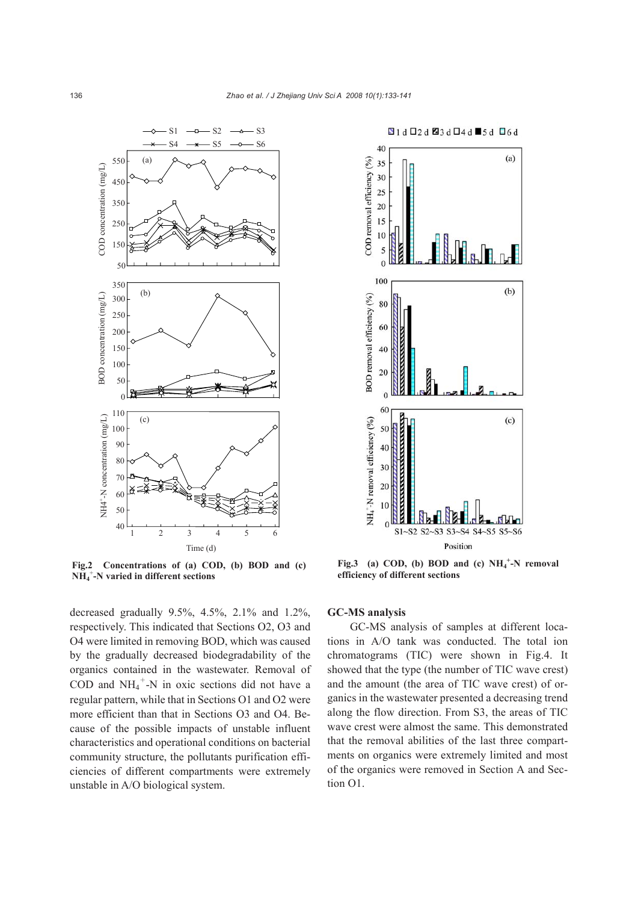Fig.2 Concentrations of (a) COD, (b) BOD and (c) $NH_4^+$-N varied in different sections

Fig.3 (a) COD, (b) BOD and (c) $NH_4^+$-N removal efficiency of different sections

decreased gradually 9.5%, 4.5%, 2.1% and 1.2%, respectively. This indicated that Sections O2, O3 and O4 were limited in removing BOD, which was caused by the gradually decreased biodegradability of the organics contained in the wastewater. Removal of COD and $NH_4^+$-N in oxic sections did not have a regular pattern, while that in Sections O1 and O2 were more efficient than that in Sections O3 and O4. Because of the possible impacts of unstable influent characteristics and operational conditions on bacterial community structure, the pollutants purification efficiencies of different compartments were extremely unstable in A/O biological system.

### GC-MS analysis

GC-MS analysis of samples at different locations in A/O tank was conducted. The total ion chromatograms (TIC) were shown in Fig.4. It showed that the type (the number of TIC wave crest) and the amount (the area of TIC wave crest) of organics in the wastewater presented a decreasing trend along the flow direction. From S3, the areas of TIC wave crest were almost the same. This demonstrated that the removal abilities of the last three compartments on organics were extremely limited and most of the organics were removed in Section A and Section O1.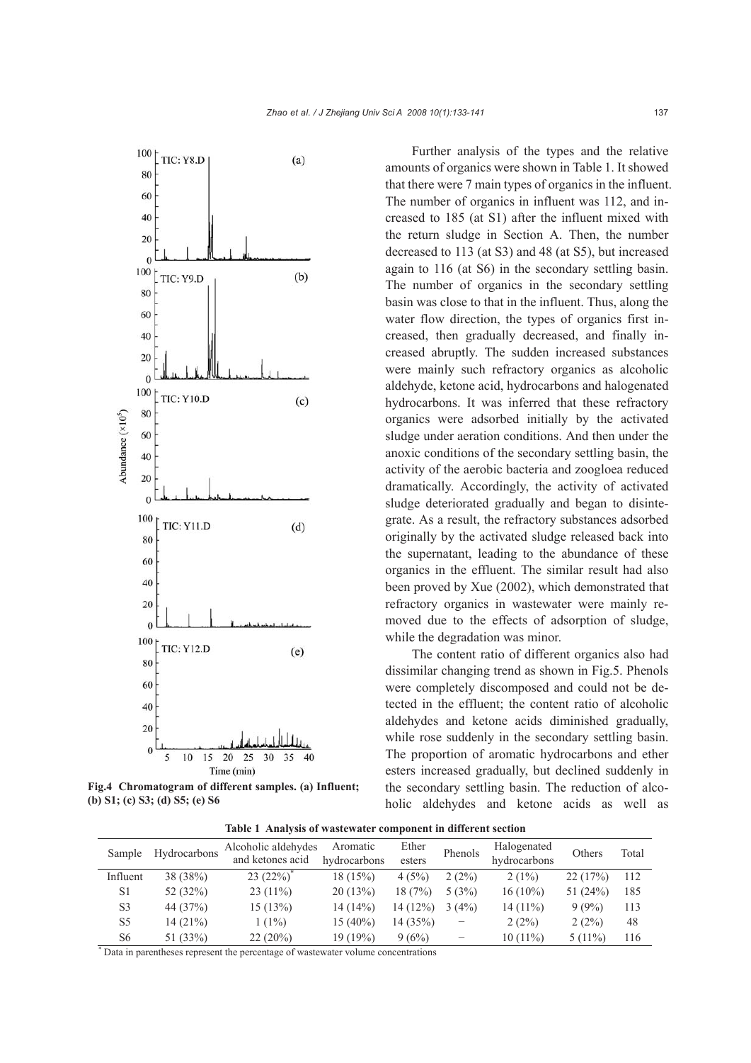Fig.4 Chromatogram of different samples. (a) Influent; (b) S1; (c) S3; (d) S5; (e) S6

Further analysis of the types and the relative amounts of organics were shown in Table 1. It showed that there were 7 main types of organics in the influent. The number of organics in influent was 112, and increased to 185 (at S1) after the influent mixed with the return sludge in Section A. Then, the number decreased to 113 (at S3) and 48 (at S5), but increased again to 116 (at S6) in the secondary settling basin. The number of organics in the secondary settling basin was close to that in the influent. Thus, along the water flow direction, the types of organics first increased, then gradually decreased, and finally increased abruptly. The sudden increased substances were mainly such refractory organics as alcoholic aldehyde, ketone acid, hydrocarbons and halogenated hydrocarbons. It was inferred that these refractory organics were adsorbed initially by the activated sludge under aeration conditions. And then under the anoxic conditions of the secondary settling basin, the activity of the aerobic bacteria and zoogloea reduced dramatically. Accordingly, the activity of activated sludge deteriorated gradually and began to disintegrate. As a result, the refractory substances adsorbed originally by the activated sludge released back into the supernatant, leading to the abundance of these organics in the effluent. The similar result had also been proved by Xue (2002), which demonstrated that refractory organics in wastewater were mainly removed due to the effects of adsorption of sludge, while the degradation was minor.

The content ratio of different organics also had dissimilar changing trend as shown in Fig.5. Phenols were completely discomposed and could not be detected in the effluent; the content ratio of alcoholic aldehydes and ketone acids diminished gradually, while rose suddenly in the secondary settling basin. The proportion of aromatic hydrocarbons and ether esters increased gradually, but declined suddenly in the secondary settling basin. The reduction of alcoholic aldehydes and ketone acids as well as

**Table 1 Analysis of wastewater component in different section**

| Sample | Hydrocarbons | Alcoholic aldehydes and ketones acid | Aromatic hydrocarbons | Ether esters | Phenols | Halogenated hydrocarbons | Others | Total |
|---|---|---|---|---|---|---|---|---|
| Influent | 38 (38%) | 23 (22%)* | 18 (15%) | 4 (5%) | 2 (2%) | 2 (1%) | 22 (17%) | 112 |
| S1 | 52 (32%) | 23 (11%) | 20 (13%) | 18 (7%) | 5 (3%) | 16 (10%) | 51 (24%) | 185 |
| S3 | 44 (37%) | 15 (13%) | 14 (14%) | 14 (12%) | 3 (4%) | 14 (11%) | 9 (9%) | 113 |
| S5 | 14 (21%) | 1 (1%) | 15 (40%) | 14 (35%) | − | 2 (2%) | 2 (2%) | 48 |
| S6 | 51 (33%) | 22 (20%) | 19 (19%) | 9 (6%) | − | 10 (11%) | 5 (11%) | 116 |

* Data in parentheses represent the percentage of wastewater volume concentrations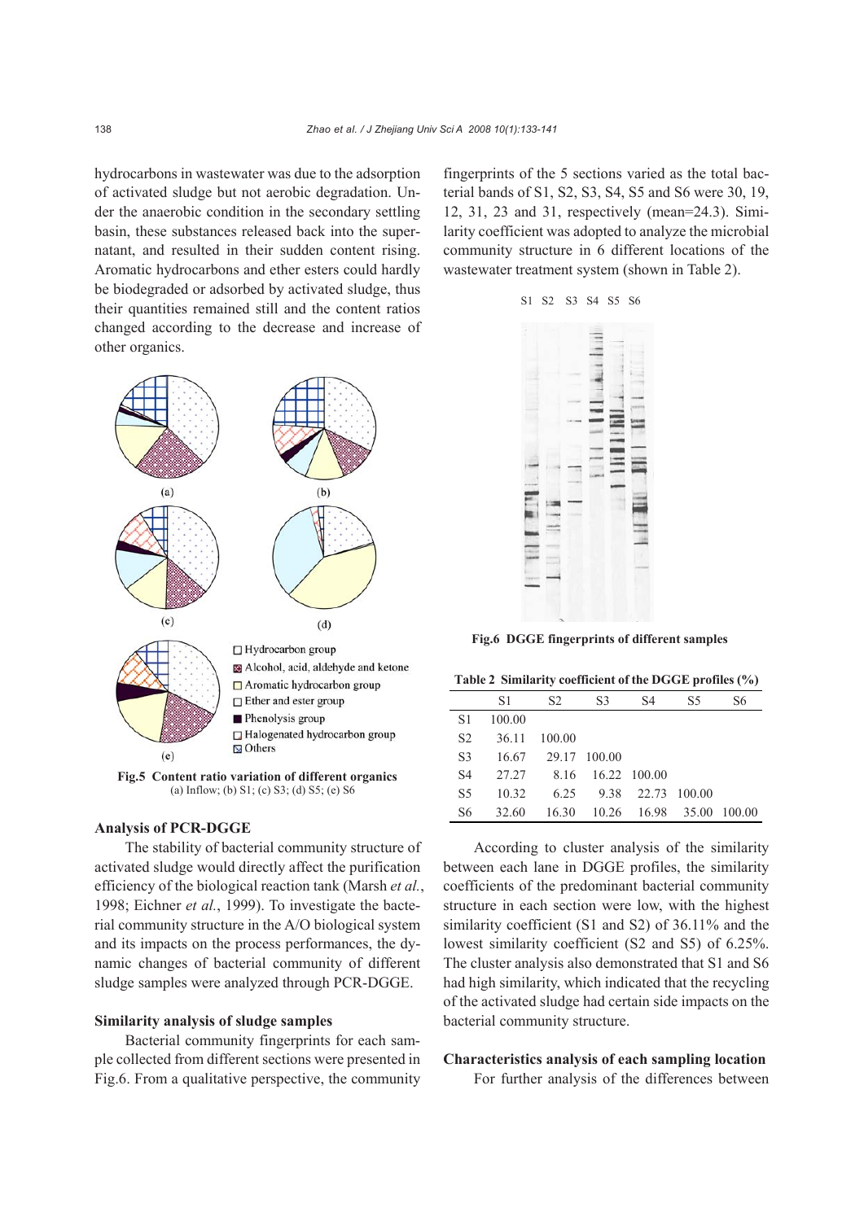hydrocarbons in wastewater was due to the adsorption of activated sludge but not aerobic degradation. Under the anaerobic condition in the secondary settling basin, these substances released back into the supernatant, and resulted in their sudden content rising. Aromatic hydrocarbons and ether esters could hardly be biodegraded or adsorbed by activated sludge, thus their quantities remained still and the content ratios changed according to the decrease and increase of other organics.

**Fig.5 Content ratio variation of different organics**
(a) Inflow; (b) S1; (c) S3; (d) S5; (e) S6

### Analysis of PCR-DGGE

The stability of bacterial community structure of activated sludge would directly affect the purification efficiency of the biological reaction tank (Marsh *et al.*, 1998; Eichner *et al.*, 1999). To investigate the bacterial community structure in the A/O biological system and its impacts on the process performances, the dynamic changes of bacterial community of different sludge samples were analyzed through PCR-DGGE.

### Similarity analysis of sludge samples

Bacterial community fingerprints for each sample collected from different sections were presented in Fig.6. From a qualitative perspective, the community fingerprints of the 5 sections varied as the total bacterial bands of S1, S2, S3, S4, S5 and S6 were 30, 19, 12, 31, 23 and 31, respectively (mean=24.3). Similarity coefficient was adopted to analyze the microbial community structure in 6 different locations of the wastewater treatment system (shown in Table 2).

**Fig.6 DGGE fingerprints of different samples**

**Table 2 Similarity coefficient of the DGGE profiles (%)**

| | S1 | S2 | S3 | S4 | S5 | S6 |
|---|---|---|---|---|---|---|
| S1 | 100.00 | | | | | |
| S2 | 36.11 | 100.00 | | | | |
| S3 | 16.67 | 29.17 | 100.00 | | | |
| S4 | 27.27 | 8.16 | 16.22 | 100.00 | | |
| S5 | 10.32 | 6.25 | 9.38 | 22.73 | 100.00 | |
| S6 | 32.60 | 16.30 | 10.26 | 16.98 | 35.00 | 100.00 |

According to cluster analysis of the similarity between each lane in DGGE profiles, the similarity coefficients of the predominant bacterial community structure in each section were low, with the highest similarity coefficient (S1 and S2) of 36.11% and the lowest similarity coefficient (S2 and S5) of 6.25%. The cluster analysis also demonstrated that S1 and S6 had high similarity, which indicated that the recycling of the activated sludge had certain side impacts on the bacterial community structure.

### Characteristics analysis of each sampling location

For further analysis of the differences between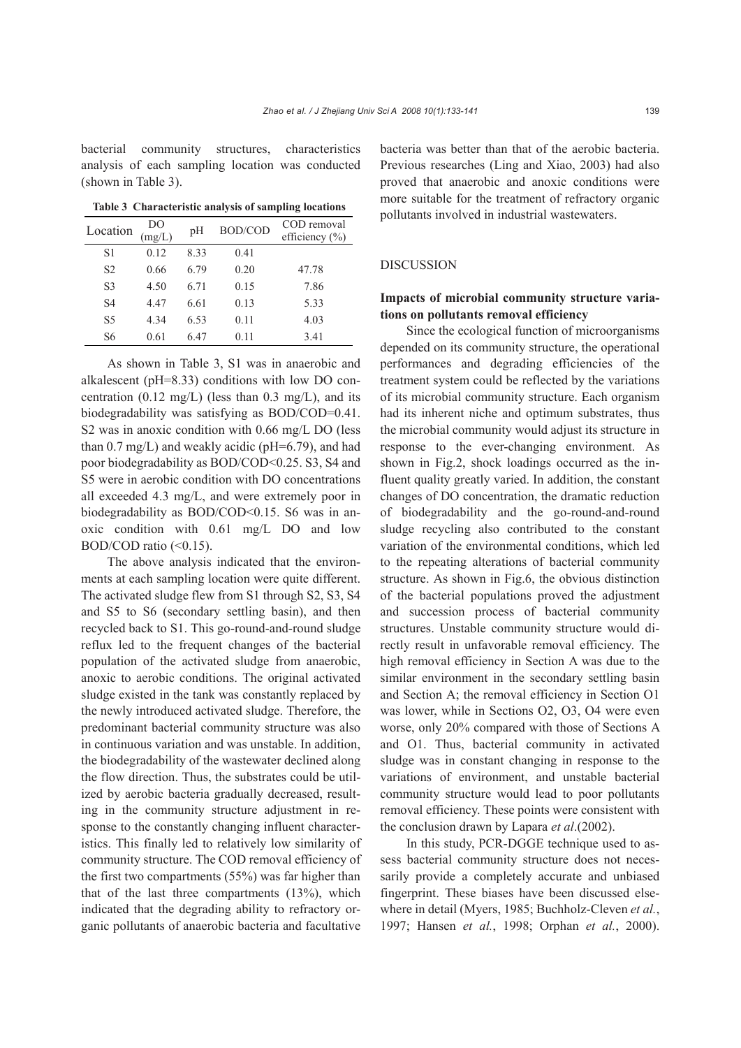bacterial community structures, characteristics analysis of each sampling location was conducted (shown in Table 3).

**Table 3 Characteristic analysis of sampling locations**

| Location | DO (mg/L) | pH | BOD/COD | COD removal efficiency (%) |
|---|---|---|---|---|
| S1 | 0.12 | 8.33 | 0.41 | |
| S2 | 0.66 | 6.79 | 0.20 | 47.78 |
| S3 | 4.50 | 6.71 | 0.15 | 7.86 |
| S4 | 4.47 | 6.61 | 0.13 | 5.33 |
| S5 | 4.34 | 6.53 | 0.11 | 4.03 |
| S6 | 0.61 | 6.47 | 0.11 | 3.41 |

As shown in Table 3, S1 was in anaerobic and alkalescent (pH=8.33) conditions with low DO concentration (0.12 mg/L) (less than 0.3 mg/L), and its biodegradability was satisfying as BOD/COD=0.41. S2 was in anoxic condition with 0.66 mg/L DO (less than 0.7 mg/L) and weakly acidic (pH=6.79), and had poor biodegradability as BOD/COD<0.25. S3, S4 and S5 were in aerobic condition with DO concentrations all exceeded 4.3 mg/L, and were extremely poor in biodegradability as BOD/COD<0.15. S6 was in anoxic condition with 0.61 mg/L DO and low BOD/COD ratio (<0.15).

The above analysis indicated that the environments at each sampling location were quite different. The activated sludge flew from S1 through S2, S3, S4 and S5 to S6 (secondary settling basin), and then recycled back to S1. This go-round-and-round sludge reflux led to the frequent changes of the bacterial population of the activated sludge from anaerobic, anoxic to aerobic conditions. The original activated sludge existed in the tank was constantly replaced by the newly introduced activated sludge. Therefore, the predominant bacterial community structure was also in continuous variation and was unstable. In addition, the biodegradability of the wastewater declined along the flow direction. Thus, the substrates could be utilized by aerobic bacteria gradually decreased, resulting in the community structure adjustment in response to the constantly changing influent characteristics. This finally led to relatively low similarity of community structure. The COD removal efficiency of the first two compartments (55%) was far higher than that of the last three compartments (13%), which indicated that the degrading ability to refractory organic pollutants of anaerobic bacteria and facultative bacteria was better than that of the aerobic bacteria. Previous researches (Ling and Xiao, 2003) had also proved that anaerobic and anoxic conditions were more suitable for the treatment of refractory organic pollutants involved in industrial wastewaters.

## DISCUSSION

### Impacts of microbial community structure variations on pollutants removal efficiency

Since the ecological function of microorganisms depended on its community structure, the operational performances and degrading efficiencies of the treatment system could be reflected by the variations of its microbial community structure. Each organism had its inherent niche and optimum substrates, thus the microbial community would adjust its structure in response to the ever-changing environment. As shown in Fig.2, shock loadings occurred as the influent quality greatly varied. In addition, the constant changes of DO concentration, the dramatic reduction of biodegradability and the go-round-and-round sludge recycling also contributed to the constant variation of the environmental conditions, which led to the repeating alterations of bacterial community structure. As shown in Fig.6, the obvious distinction of the bacterial populations proved the adjustment and succession process of bacterial community structures. Unstable community structure would directly result in unfavorable removal efficiency. The high removal efficiency in Section A was due to the similar environment in the secondary settling basin and Section A; the removal efficiency in Section O1 was lower, while in Sections O2, O3, O4 were even worse, only 20% compared with those of Sections A and O1. Thus, bacterial community in activated sludge was in constant changing in response to the variations of environment, and unstable bacterial community structure would lead to poor pollutants removal efficiency. These points were consistent with the conclusion drawn by Lapara *et al*.(2002).

In this study, PCR-DGGE technique used to assess bacterial community structure does not necessarily provide a completely accurate and unbiased fingerprint. These biases have been discussed elsewhere in detail (Myers, 1985; Buchholz-Cleven *et al.*, 1997; Hansen *et al.*, 1998; Orphan *et al.*, 2000).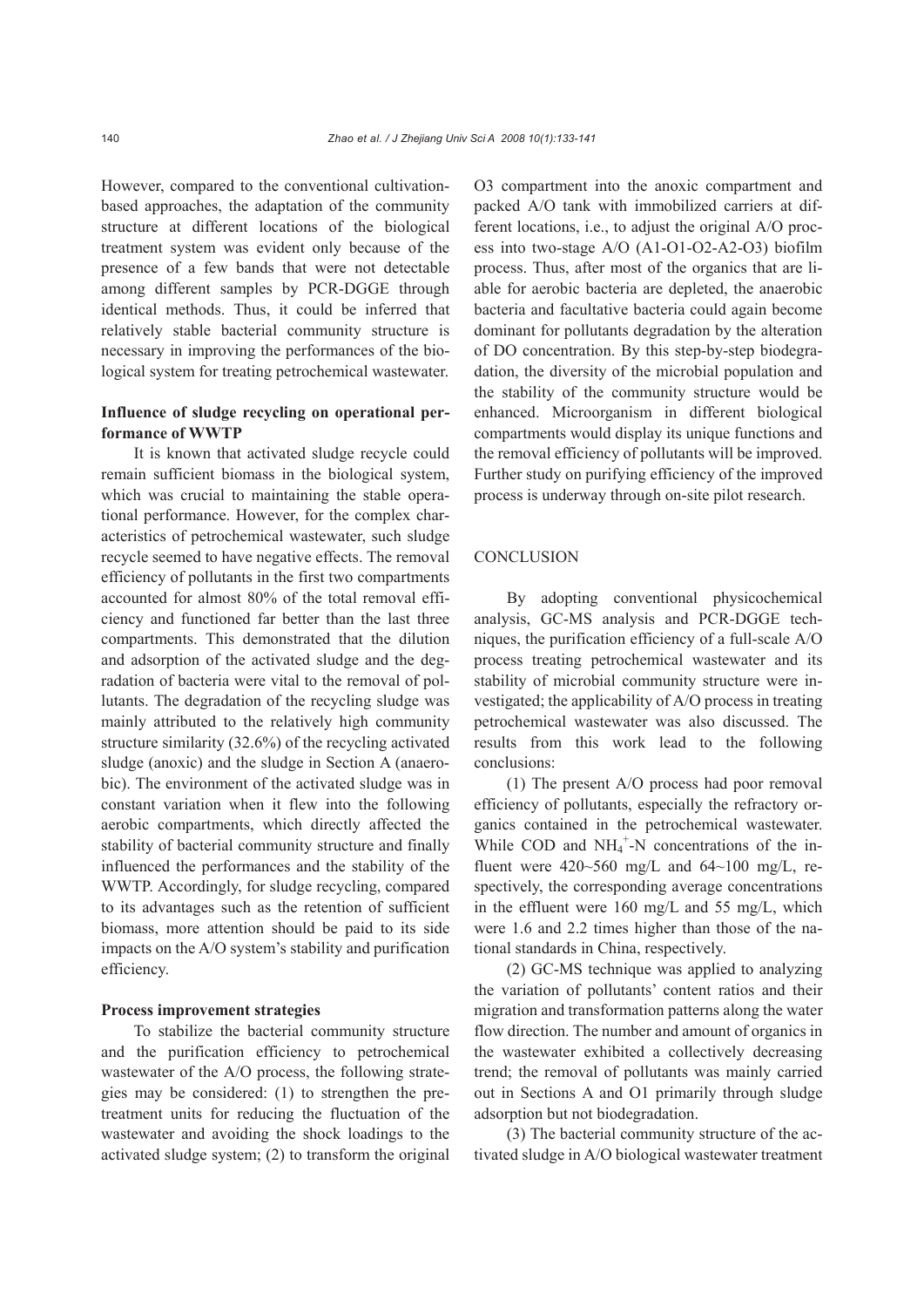However, compared to the conventional cultivation-based approaches, the adaptation of the community structure at different locations of the biological treatment system was evident only because of the presence of a few bands that were not detectable among different samples by PCR-DGGE through identical methods. Thus, it could be inferred that relatively stable bacterial community structure is necessary in improving the performances of the biological system for treating petrochemical wastewater.

**Influence of sludge recycling on operational performance of WWTP**

It is known that activated sludge recycle could remain sufficient biomass in the biological system, which was crucial to maintaining the stable operational performance. However, for the complex characteristics of petrochemical wastewater, such sludge recycle seemed to have negative effects. The removal efficiency of pollutants in the first two compartments accounted for almost 80% of the total removal efficiency and functioned far better than the last three compartments. This demonstrated that the dilution and adsorption of the activated sludge and the degradation of bacteria were vital to the removal of pollutants. The degradation of the recycling sludge was mainly attributed to the relatively high community structure similarity (32.6%) of the recycling activated sludge (anoxic) and the sludge in Section A (anaerobic). The environment of the activated sludge was in constant variation when it flew into the following aerobic compartments, which directly affected the stability of bacterial community structure and finally influenced the performances and the stability of the WWTP. Accordingly, for sludge recycling, compared to its advantages such as the retention of sufficient biomass, more attention should be paid to its side impacts on the A/O system's stability and purification efficiency.

**Process improvement strategies**

To stabilize the bacterial community structure and the purification efficiency to petrochemical wastewater of the A/O process, the following strategies may be considered: (1) to strengthen the pretreatment units for reducing the fluctuation of the wastewater and avoiding the shock loadings to the activated sludge system; (2) to transform the original O3 compartment into the anoxic compartment and packed A/O tank with immobilized carriers at different locations, i.e., to adjust the original A/O process into two-stage A/O (A1-O1-O2-A2-O3) biofilm process. Thus, after most of the organics that are liable for aerobic bacteria are depleted, the anaerobic bacteria and facultative bacteria could again become dominant for pollutants degradation by the alteration of DO concentration. By this step-by-step biodegradation, the diversity of the microbial population and the stability of the community structure would be enhanced. Microorganism in different biological compartments would display its unique functions and the removal efficiency of pollutants will be improved. Further study on purifying efficiency of the improved process is underway through on-site pilot research.

## CONCLUSION

By adopting conventional physicochemical analysis, GC-MS analysis and PCR-DGGE techniques, the purification efficiency of a full-scale A/O process treating petrochemical wastewater and its stability of microbial community structure were investigated; the applicability of A/O process in treating petrochemical wastewater was also discussed. The results from this work lead to the following conclusions:

(1) The present A/O process had poor removal efficiency of pollutants, especially the refractory organics contained in the petrochemical wastewater. While COD and $NH_4^+$-N concentrations of the influent were 420~560 mg/L and 64~100 mg/L, respectively, the corresponding average concentrations in the effluent were 160 mg/L and 55 mg/L, which were 1.6 and 2.2 times higher than those of the national standards in China, respectively.

(2) GC-MS technique was applied to analyzing the variation of pollutants' content ratios and their migration and transformation patterns along the water flow direction. The number and amount of organics in the wastewater exhibited a collectively decreasing trend; the removal of pollutants was mainly carried out in Sections A and O1 primarily through sludge adsorption but not biodegradation.

(3) The bacterial community structure of the activated sludge in A/O biological wastewater treatment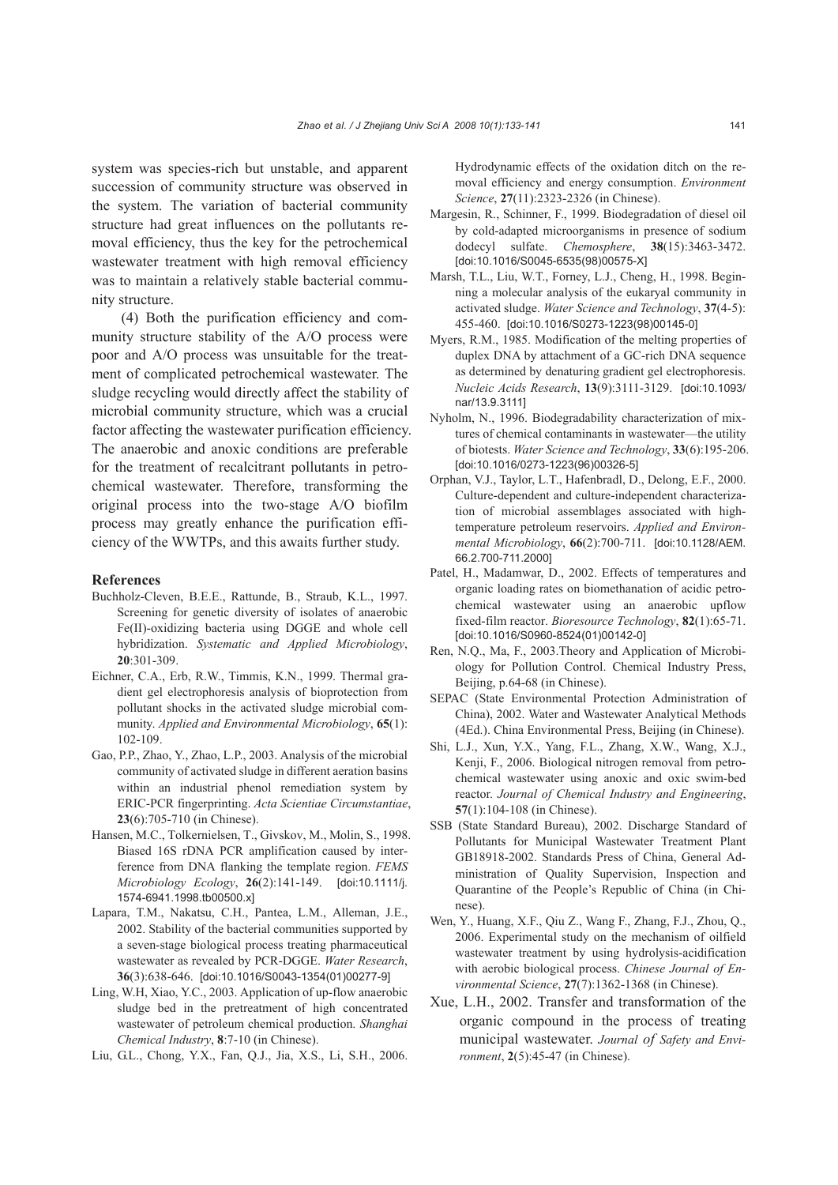system was species-rich but unstable, and apparent succession of community structure was observed in the system. The variation of bacterial community structure had great influences on the pollutants removal efficiency, thus the key for the petrochemical wastewater treatment with high removal efficiency was to maintain a relatively stable bacterial community structure.

(4) Both the purification efficiency and community structure stability of the A/O process were poor and A/O process was unsuitable for the treatment of complicated petrochemical wastewater. The sludge recycling would directly affect the stability of microbial community structure, which was a crucial factor affecting the wastewater purification efficiency. The anaerobic and anoxic conditions are preferable for the treatment of recalcitrant pollutants in petrochemical wastewater. Therefore, transforming the original process into the two-stage A/O biofilm process may greatly enhance the purification efficiency of the WWTPs, and this awaits further study.

## References

Buchholz-Cleven, B.E.E., Rattunde, B., Straub, K.L., 1997. Screening for genetic diversity of isolates of anaerobic Fe(II)-oxidizing bacteria using DGGE and whole cell hybridization. *Systematic and Applied Microbiology*, **20**:301-309.

Eichner, C.A., Erb, R.W., Timmis, K.N., 1999. Thermal gradient gel electrophoresis analysis of bioprotection from pollutant shocks in the activated sludge microbial community. *Applied and Environmental Microbiology*, **65**(1): 102-109.

Gao, P.P., Zhao, Y., Zhao, L.P., 2003. Analysis of the microbial community of activated sludge in different aeration basins within an industrial phenol remediation system by ERIC-PCR fingerprinting. *Acta Scientiae Circumstantiae*, **23**(6):705-710 (in Chinese).

Hansen, M.C., Tolkernielsen, T., Givskov, M., Molin, S., 1998. Biased 16S rDNA PCR amplification caused by interference from DNA flanking the template region. *FEMS Microbiology Ecology*, **26**(2):141-149. [doi:10.1111/j.1574-6941.1998.tb00500.x]

Lapara, T.M., Nakatsu, C.H., Pantea, L.M., Alleman, J.E., 2002. Stability of the bacterial communities supported by a seven-stage biological process treating pharmaceutical wastewater as revealed by PCR-DGGE. *Water Research*, **36**(3):638-646. [doi:10.1016/S0043-1354(01)00277-9]

Ling, W.H, Xiao, Y.C., 2003. Application of up-flow anaerobic sludge bed in the pretreatment of high concentrated wastewater of petroleum chemical production. *Shanghai Chemical Industry*, **8**:7-10 (in Chinese).

Liu, G.L., Chong, Y.X., Fan, Q.J., Jia, X.S., Li, S.H., 2006. Hydrodynamic effects of the oxidation ditch on the removal efficiency and energy consumption. *Environment Science*, **27**(11):2323-2326 (in Chinese).

Margesin, R., Schinner, F., 1999. Biodegradation of diesel oil by cold-adapted microorganisms in presence of sodium dodecyl sulfate. *Chemosphere*, **38**(15):3463-3472. [doi:10.1016/S0045-6535(98)00575-X]

Marsh, T.L., Liu, W.T., Forney, L.J., Cheng, H., 1998. Beginning a molecular analysis of the eukaryal community in activated sludge. *Water Science and Technology*, **37**(4-5): 455-460. [doi:10.1016/S0273-1223(98)00145-0]

Myers, R.M., 1985. Modification of the melting properties of duplex DNA by attachment of a GC-rich DNA sequence as determined by denaturing gradient gel electrophoresis. *Nucleic Acids Research*, **13**(9):3111-3129. [doi:10.1093/nar/13.9.3111]

Nyholm, N., 1996. Biodegradability characterization of mixtures of chemical contaminants in wastewater—the utility of biotests. *Water Science and Technology*, **33**(6):195-206. [doi:10.1016/0273-1223(96)00326-5]

Orphan, V.J., Taylor, L.T., Hafenbradl, D., Delong, E.F., 2000. Culture-dependent and culture-independent characterization of microbial assemblages associated with high-temperature petroleum reservoirs. *Applied and Environmental Microbiology*, **66**(2):700-711. [doi:10.1128/AEM.66.2.700-711.2000]

Patel, H., Madamwar, D., 2002. Effects of temperatures and organic loading rates on biomethanation of acidic petrochemical wastewater using an anaerobic upflow fixed-film reactor. *Bioresource Technology*, **82**(1):65-71. [doi:10.1016/S0960-8524(01)00142-0]

Ren, N.Q., Ma, F., 2003.Theory and Application of Microbiology for Pollution Control. Chemical Industry Press, Beijing, p.64-68 (in Chinese).

SEPAC (State Environmental Protection Administration of China), 2002. Water and Wastewater Analytical Methods (4Ed.). China Environmental Press, Beijing (in Chinese).

Shi, L.J., Xun, Y.X., Yang, F.L., Zhang, X.W., Wang, X.J., Kenji, F., 2006. Biological nitrogen removal from petrochemical wastewater using anoxic and oxic swim-bed reactor. *Journal of Chemical Industry and Engineering*, **57**(1):104-108 (in Chinese).

SSB (State Standard Bureau), 2002. Discharge Standard of Pollutants for Municipal Wastewater Treatment Plant GB18918-2002. Standards Press of China, General Administration of Quality Supervision, Inspection and Quarantine of the People's Republic of China (in Chinese).

Wen, Y., Huang, X.F., Qiu Z., Wang F., Zhang, F.J., Zhou, Q., 2006. Experimental study on the mechanism of oilfield wastewater treatment by using hydrolysis-acidification with aerobic biological process. *Chinese Journal of Environmental Science*, **27**(7):1362-1368 (in Chinese).

Xue, L.H., 2002. Transfer and transformation of the organic compound in the process of treating municipal wastewater. *Journal of Safety and Environment*, **2**(5):45-47 (in Chinese).